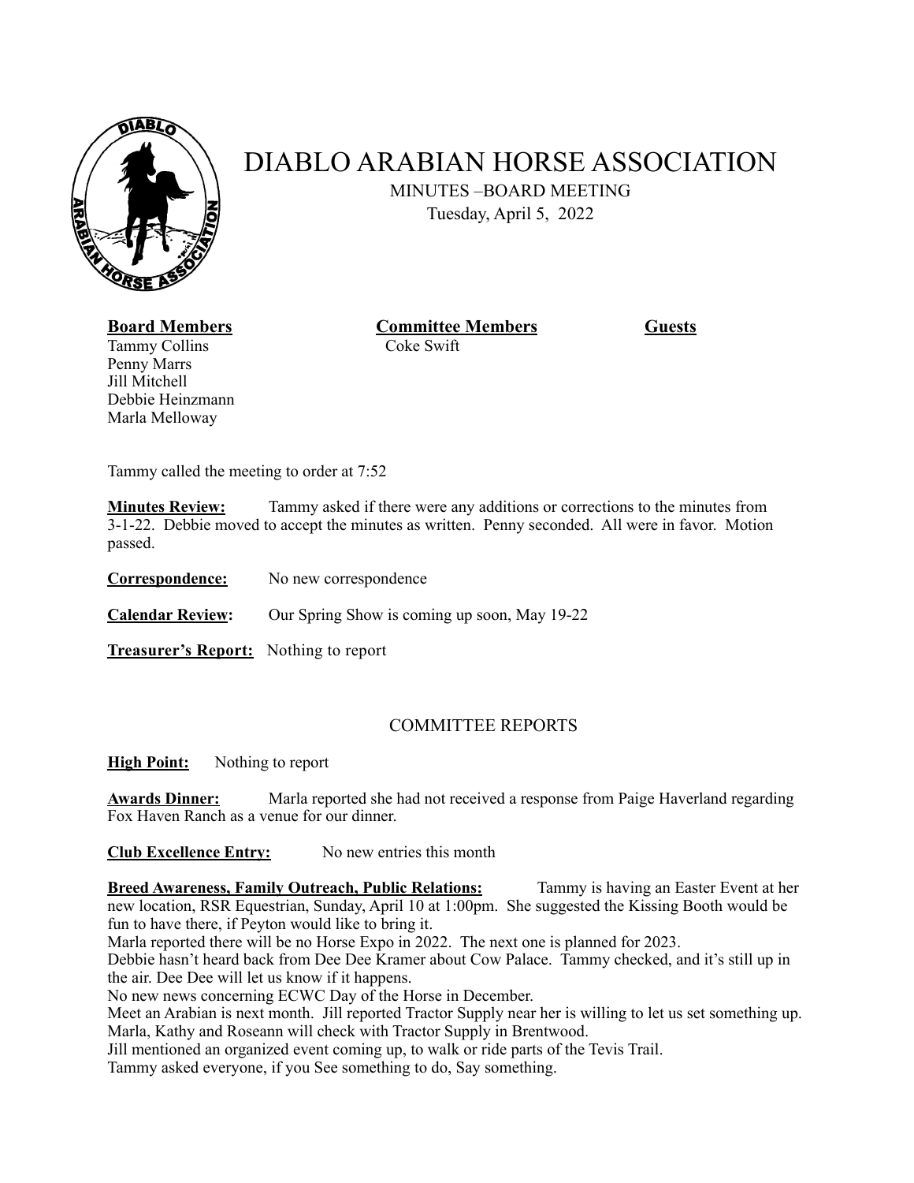# DIABLO ARABIAN HORSE ASSOCIATION

MINUTES –BOARD MEETING

Tuesday, April 5, 2022

| **Board Members** | **Committee Members** | **Guests** |
| --- | --- | --- |
| Tammy Collins | Coke Swift | |
| Penny Marrs | | |
| Jill Mitchell | | |
| Debbie Heinzmann | | |
| Marla Melloway | | |

Tammy called the meeting to order at 7:52

**Minutes Review:** Tammy asked if there were any additions or corrections to the minutes from 3-1-22. Debbie moved to accept the minutes as written. Penny seconded. All were in favor. Motion passed.

**Correspondence:** No new correspondence

**Calendar Review:** Our Spring Show is coming up soon, May 19-22

**Treasurer's Report:** Nothing to report

## COMMITTEE REPORTS

**High Point:** Nothing to report

**Awards Dinner:** Marla reported she had not received a response from Paige Haverland regarding Fox Haven Ranch as a venue for our dinner.

**Club Excellence Entry:** No new entries this month

**Breed Awareness, Family Outreach, Public Relations:** Tammy is having an Easter Event at her new location, RSR Equestrian, Sunday, April 10 at 1:00pm. She suggested the Kissing Booth would be fun to have there, if Peyton would like to bring it.

Marla reported there will be no Horse Expo in 2022. The next one is planned for 2023.

Debbie hasn't heard back from Dee Dee Kramer about Cow Palace. Tammy checked, and it's still up in the air. Dee Dee will let us know if it happens.

No new news concerning ECWC Day of the Horse in December.

Meet an Arabian is next month. Jill reported Tractor Supply near her is willing to let us set something up. Marla, Kathy and Roseann will check with Tractor Supply in Brentwood.

Jill mentioned an organized event coming up, to walk or ride parts of the Tevis Trail.

Tammy asked everyone, if you See something to do, Say something.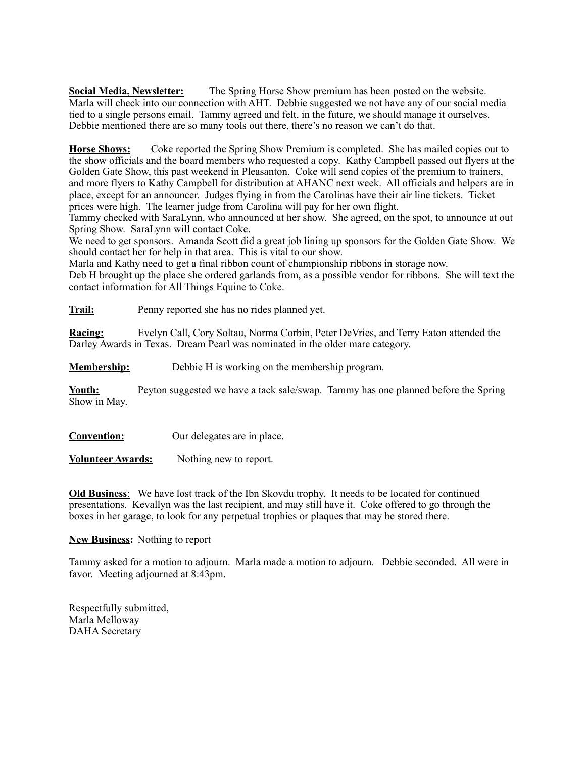**Social Media, Newsletter:** The Spring Horse Show premium has been posted on the website. Marla will check into our connection with AHT. Debbie suggested we not have any of our social media tied to a single persons email. Tammy agreed and felt, in the future, we should manage it ourselves. Debbie mentioned there are so many tools out there, there's no reason we can't do that.

**Horse Shows:** Coke reported the Spring Show Premium is completed. She has mailed copies out to the show officials and the board members who requested a copy. Kathy Campbell passed out flyers at the Golden Gate Show, this past weekend in Pleasanton. Coke will send copies of the premium to trainers, and more flyers to Kathy Campbell for distribution at AHANC next week. All officials and helpers are in place, except for an announcer. Judges flying in from the Carolinas have their air line tickets. Ticket prices were high. The learner judge from Carolina will pay for her own flight.

Tammy checked with SaraLynn, who announced at her show. She agreed, on the spot, to announce at out Spring Show. SaraLynn will contact Coke.

We need to get sponsors. Amanda Scott did a great job lining up sponsors for the Golden Gate Show. We should contact her for help in that area. This is vital to our show.

Marla and Kathy need to get a final ribbon count of championship ribbons in storage now.

Deb H brought up the place she ordered garlands from, as a possible vendor for ribbons. She will text the contact information for All Things Equine to Coke.

**Trail:** Penny reported she has no rides planned yet.

**Racing:** Evelyn Call, Cory Soltau, Norma Corbin, Peter DeVries, and Terry Eaton attended the Darley Awards in Texas. Dream Pearl was nominated in the older mare category.

**Membership:** Debbie H is working on the membership program.

**Youth:** Peyton suggested we have a tack sale/swap. Tammy has one planned before the Spring Show in May.

**Convention:** Our delegates are in place.

**Volunteer Awards:** Nothing new to report.

**Old Business**: We have lost track of the Ibn Skovdu trophy. It needs to be located for continued presentations. Kevallyn was the last recipient, and may still have it. Coke offered to go through the boxes in her garage, to look for any perpetual trophies or plaques that may be stored there.

**New Business:** Nothing to report

Tammy asked for a motion to adjourn. Marla made a motion to adjourn. Debbie seconded. All were in favor. Meeting adjourned at 8:43pm.

Respectfully submitted,
Marla Melloway
DAHA Secretary